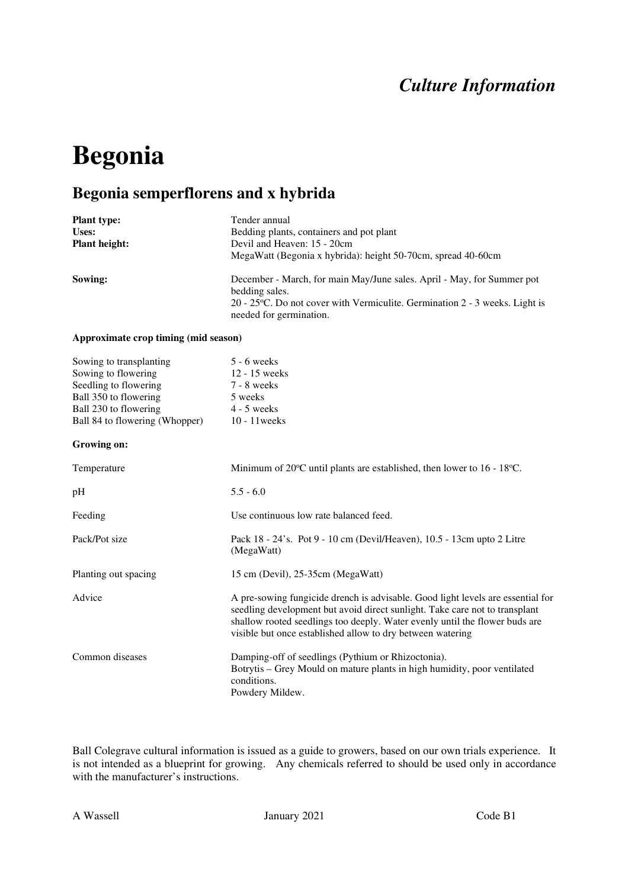*Culture Information*

# Begonia

## Begonia semperflorens and x hybrida

| | |
|---|---|
| **Plant type:** | Tender annual |
| **Uses:** | Bedding plants, containers and pot plant |
| **Plant height:** | Devil and Heaven: 15 - 20cm<br>MegaWatt (Begonia x hybrida): height 50-70cm, spread 40-60cm |
| **Sowing:** | December - March, for main May/June sales. April - May, for Summer pot bedding sales.<br>20 - 25°C. Do not cover with Vermiculite. Germination 2 - 3 weeks. Light is needed for germination. |

**Approximate crop timing (mid season)**

| | |
|---|---|
| Sowing to transplanting | 5 - 6 weeks |
| Sowing to flowering | 12 - 15 weeks |
| Seedling to flowering | 7 - 8 weeks |
| Ball 350 to flowering | 5 weeks |
| Ball 230 to flowering | 4 - 5 weeks |
| Ball 84 to flowering (Whopper) | 10 - 11weeks |

**Growing on:**

| | |
|---|---|
| Temperature | Minimum of 20°C until plants are established, then lower to 16 - 18°C. |
| pH | 5.5 - 6.0 |
| Feeding | Use continuous low rate balanced feed. |
| Pack/Pot size | Pack 18 - 24's. Pot 9 - 10 cm (Devil/Heaven), 10.5 - 13cm upto 2 Litre (MegaWatt) |
| Planting out spacing | 15 cm (Devil), 25-35cm (MegaWatt) |
| Advice | A pre-sowing fungicide drench is advisable. Good light levels are essential for seedling development but avoid direct sunlight. Take care not to transplant shallow rooted seedlings too deeply. Water evenly until the flower buds are visible but once established allow to dry between watering |
| Common diseases | Damping-off of seedlings (Pythium or Rhizoctonia).<br>Botrytis – Grey Mould on mature plants in high humidity, poor ventilated conditions.<br>Powdery Mildew. |

Ball Colegrave cultural information is issued as a guide to growers, based on our own trials experience. It is not intended as a blueprint for growing. Any chemicals referred to should be used only in accordance with the manufacturer's instructions.

A Wassell January 2021 Code B1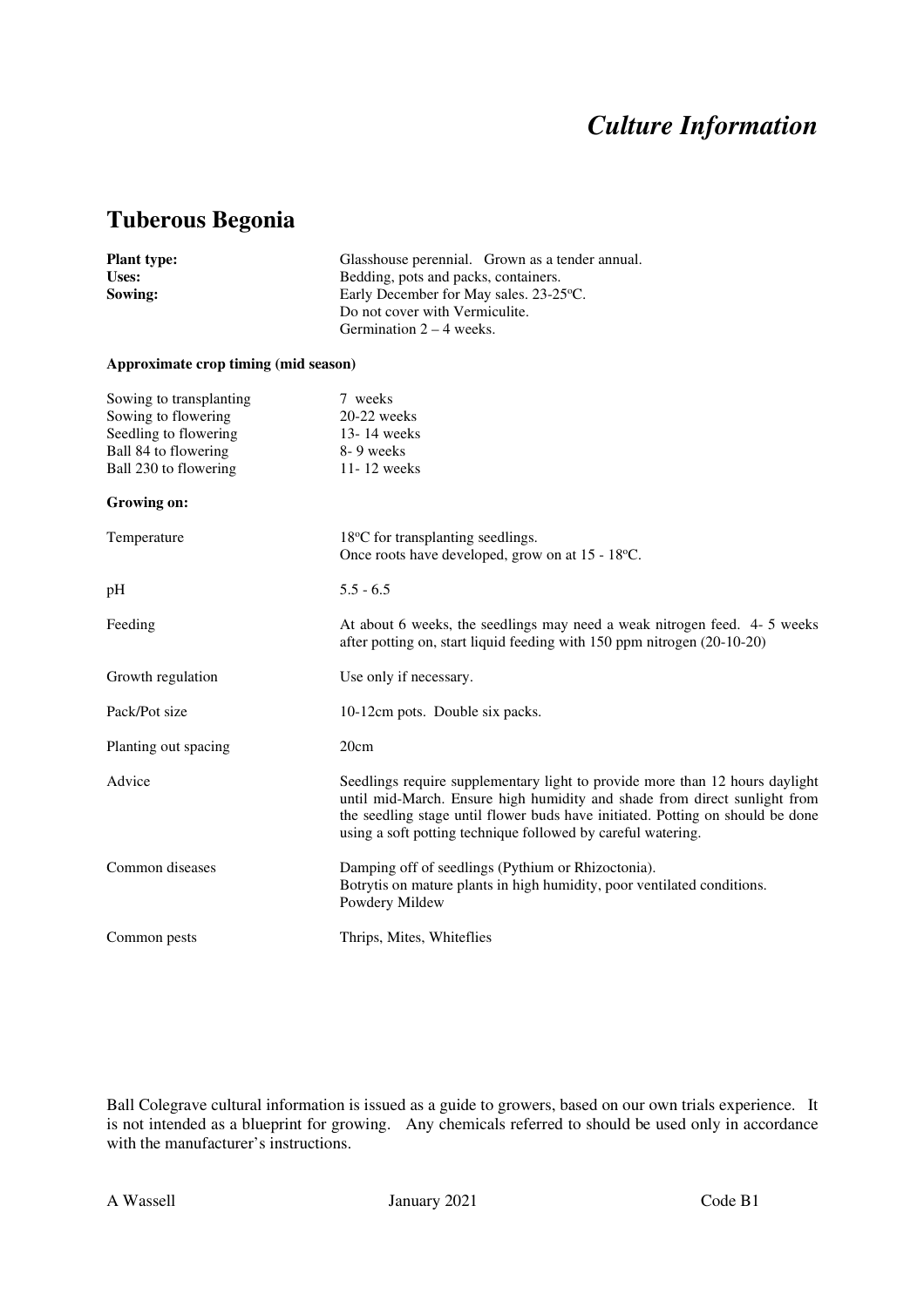# *Culture Information*

## Tuberous Begonia

| | |
|---|---|
| **Plant type:** | Glasshouse perennial. Grown as a tender annual. |
| **Uses:** | Bedding, pots and packs, containers. |
| **Sowing:** | Early December for May sales. 23-25ºC.<br>Do not cover with Vermiculite.<br>Germination 2 – 4 weeks. |

**Approximate crop timing (mid season)**

| | |
|---|---|
| Sowing to transplanting | 7 weeks |
| Sowing to flowering | 20-22 weeks |
| Seedling to flowering | 13- 14 weeks |
| Ball 84 to flowering | 8- 9 weeks |
| Ball 230 to flowering | 11- 12 weeks |

**Growing on:**

| | |
|---|---|
| Temperature | 18ºC for transplanting seedlings.<br>Once roots have developed, grow on at 15 - 18ºC. |
| pH | 5.5 - 6.5 |
| Feeding | At about 6 weeks, the seedlings may need a weak nitrogen feed. 4- 5 weeks after potting on, start liquid feeding with 150 ppm nitrogen (20-10-20) |
| Growth regulation | Use only if necessary. |
| Pack/Pot size | 10-12cm pots. Double six packs. |
| Planting out spacing | 20cm |
| Advice | Seedlings require supplementary light to provide more than 12 hours daylight until mid-March. Ensure high humidity and shade from direct sunlight from the seedling stage until flower buds have initiated. Potting on should be done using a soft potting technique followed by careful watering. |
| Common diseases | Damping off of seedlings (Pythium or Rhizoctonia).<br>Botrytis on mature plants in high humidity, poor ventilated conditions.<br>Powdery Mildew |
| Common pests | Thrips, Mites, Whiteflies |

Ball Colegrave cultural information is issued as a guide to growers, based on our own trials experience. It is not intended as a blueprint for growing. Any chemicals referred to should be used only in accordance with the manufacturer's instructions.

A Wassell    January 2021    Code B1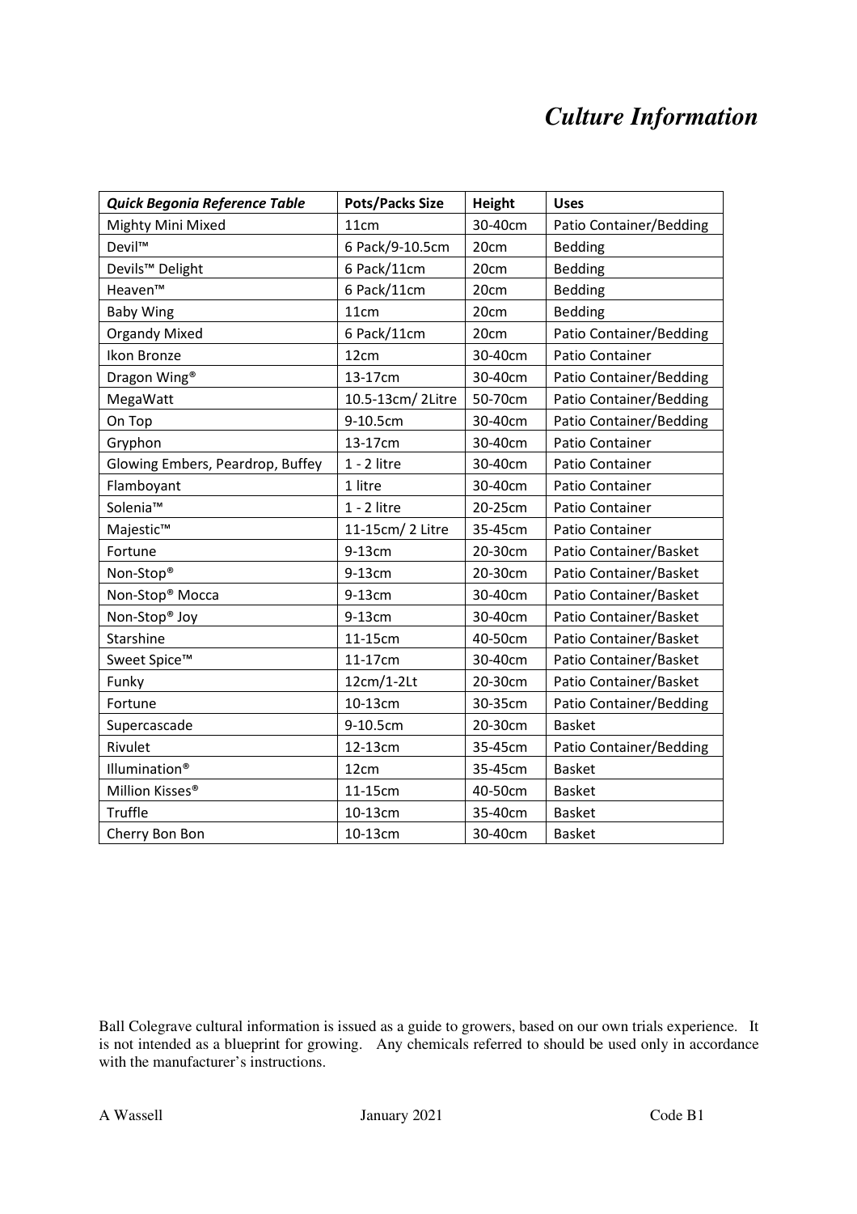# *Culture Information*

| ***Quick Begonia Reference Table*** | **Pots/Packs Size** | **Height** | **Uses** |
|---|---|---|---|
| Mighty Mini Mixed | 11cm | 30-40cm | Patio Container/Bedding |
| Devil™ | 6 Pack/9-10.5cm | 20cm | Bedding |
| Devils™ Delight | 6 Pack/11cm | 20cm | Bedding |
| Heaven™ | 6 Pack/11cm | 20cm | Bedding |
| Baby Wing | 11cm | 20cm | Bedding |
| Organdy Mixed | 6 Pack/11cm | 20cm | Patio Container/Bedding |
| Ikon Bronze | 12cm | 30-40cm | Patio Container |
| Dragon Wing® | 13-17cm | 30-40cm | Patio Container/Bedding |
| MegaWatt | 10.5-13cm/ 2Litre | 50-70cm | Patio Container/Bedding |
| On Top | 9-10.5cm | 30-40cm | Patio Container/Bedding |
| Gryphon | 13-17cm | 30-40cm | Patio Container |
| Glowing Embers, Peardrop, Buffey | 1 - 2 litre | 30-40cm | Patio Container |
| Flamboyant | 1 litre | 30-40cm | Patio Container |
| Solenia™ | 1 - 2 litre | 20-25cm | Patio Container |
| Majestic™ | 11-15cm/ 2 Litre | 35-45cm | Patio Container |
| Fortune | 9-13cm | 20-30cm | Patio Container/Basket |
| Non-Stop® | 9-13cm | 20-30cm | Patio Container/Basket |
| Non-Stop® Mocca | 9-13cm | 30-40cm | Patio Container/Basket |
| Non-Stop® Joy | 9-13cm | 30-40cm | Patio Container/Basket |
| Starshine | 11-15cm | 40-50cm | Patio Container/Basket |
| Sweet Spice™ | 11-17cm | 30-40cm | Patio Container/Basket |
| Funky | 12cm/1-2Lt | 20-30cm | Patio Container/Basket |
| Fortune | 10-13cm | 30-35cm | Patio Container/Bedding |
| Supercascade | 9-10.5cm | 20-30cm | Basket |
| Rivulet | 12-13cm | 35-45cm | Patio Container/Bedding |
| Illumination® | 12cm | 35-45cm | Basket |
| Million Kisses® | 11-15cm | 40-50cm | Basket |
| Truffle | 10-13cm | 35-40cm | Basket |
| Cherry Bon Bon | 10-13cm | 30-40cm | Basket |

Ball Colegrave cultural information is issued as a guide to growers, based on our own trials experience. It is not intended as a blueprint for growing. Any chemicals referred to should be used only in accordance with the manufacturer's instructions.

A Wassell January 2021 Code B1